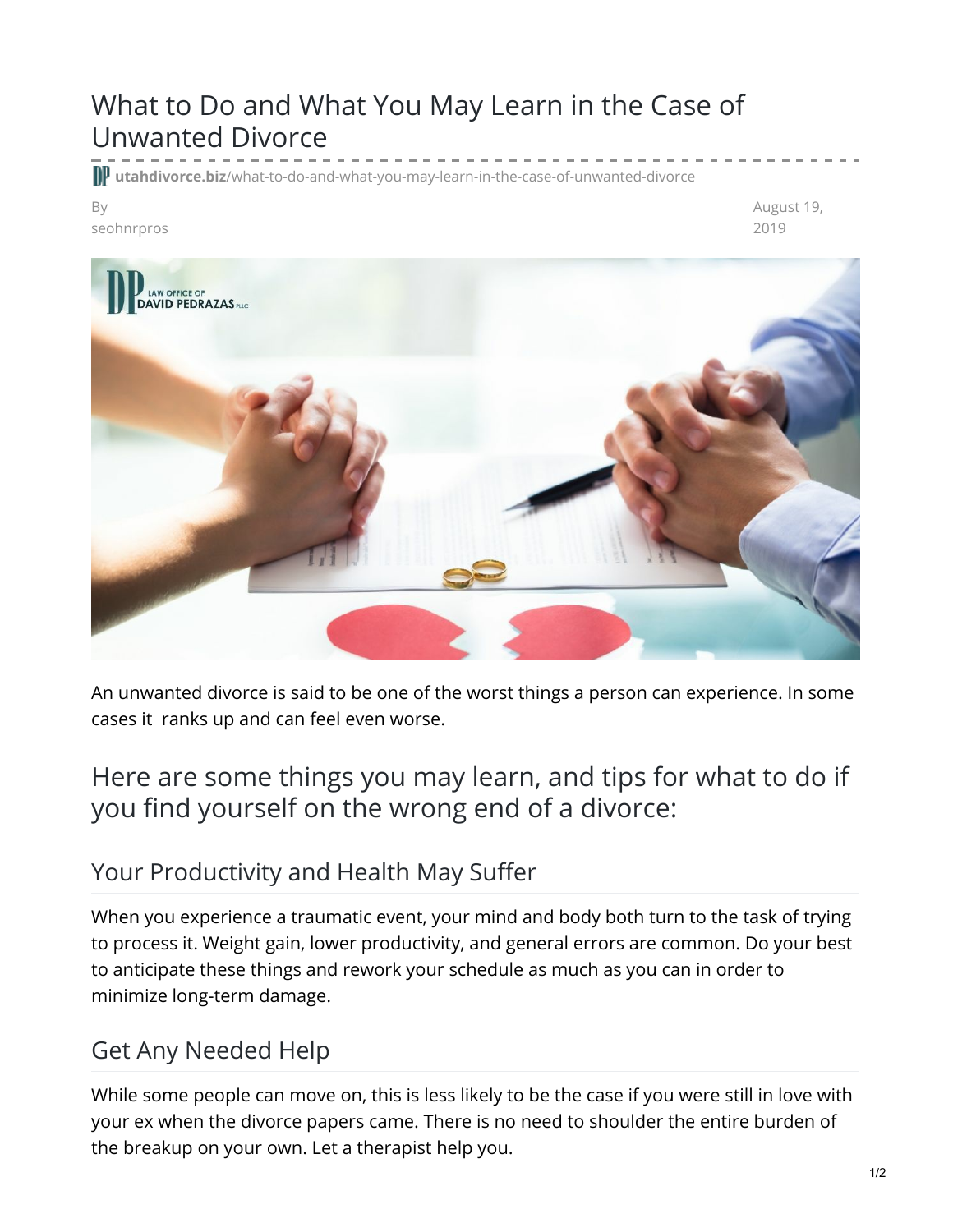# What to Do and What You May Learn in the Case of Unwanted Divorce

utahdivorce.biz/what-to-do-and-what-you-may-learn-in-the-case-of-unwanted-divorce

By seohnrpros

August 19, 2019

An unwanted divorce is said to be one of the worst things a person can experience. In some cases it ranks up and can feel even worse.

## Here are some things you may learn, and tips for what to do if you find yourself on the wrong end of a divorce:

### Your Productivity and Health May Suffer

When you experience a traumatic event, your mind and body both turn to the task of trying to process it. Weight gain, lower productivity, and general errors are common. Do your best to anticipate these things and rework your schedule as much as you can in order to minimize long-term damage.

### Get Any Needed Help

While some people can move on, this is less likely to be the case if you were still in love with your ex when the divorce papers came. There is no need to shoulder the entire burden of the breakup on your own. Let a therapist help you.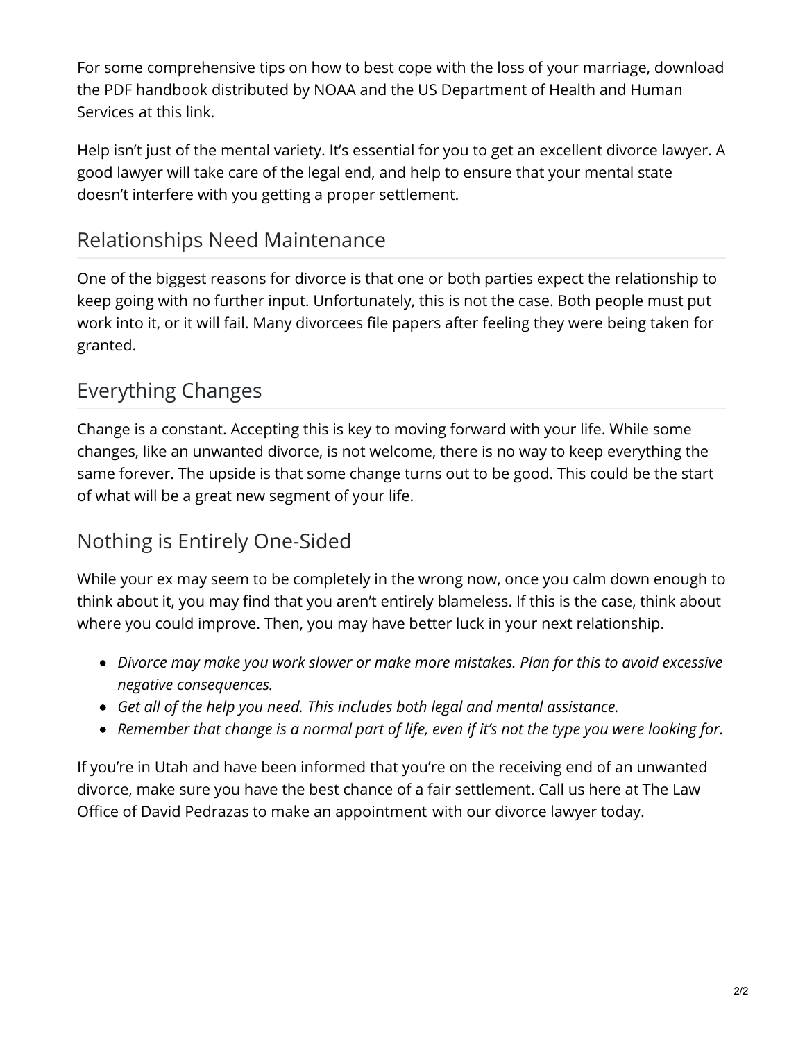For some comprehensive tips on how to best cope with the loss of your marriage, download the PDF handbook distributed by NOAA and the US Department of Health and Human Services at this link.

Help isn't just of the mental variety. It's essential for you to get an excellent divorce lawyer. A good lawyer will take care of the legal end, and help to ensure that your mental state doesn't interfere with you getting a proper settlement.

## Relationships Need Maintenance

One of the biggest reasons for divorce is that one or both parties expect the relationship to keep going with no further input. Unfortunately, this is not the case. Both people must put work into it, or it will fail. Many divorcees file papers after feeling they were being taken for granted.

## Everything Changes

Change is a constant. Accepting this is key to moving forward with your life. While some changes, like an unwanted divorce, is not welcome, there is no way to keep everything the same forever. The upside is that some change turns out to be good. This could be the start of what will be a great new segment of your life.

## Nothing is Entirely One-Sided

While your ex may seem to be completely in the wrong now, once you calm down enough to think about it, you may find that you aren't entirely blameless. If this is the case, think about where you could improve. Then, you may have better luck in your next relationship.

- *Divorce may make you work slower or make more mistakes. Plan for this to avoid excessive negative consequences.*
- *Get all of the help you need. This includes both legal and mental assistance.*
- *Remember that change is a normal part of life, even if it's not the type you were looking for.*

If you're in Utah and have been informed that you're on the receiving end of an unwanted divorce, make sure you have the best chance of a fair settlement. Call us here at The Law Office of David Pedrazas to make an appointment with our divorce lawyer today.